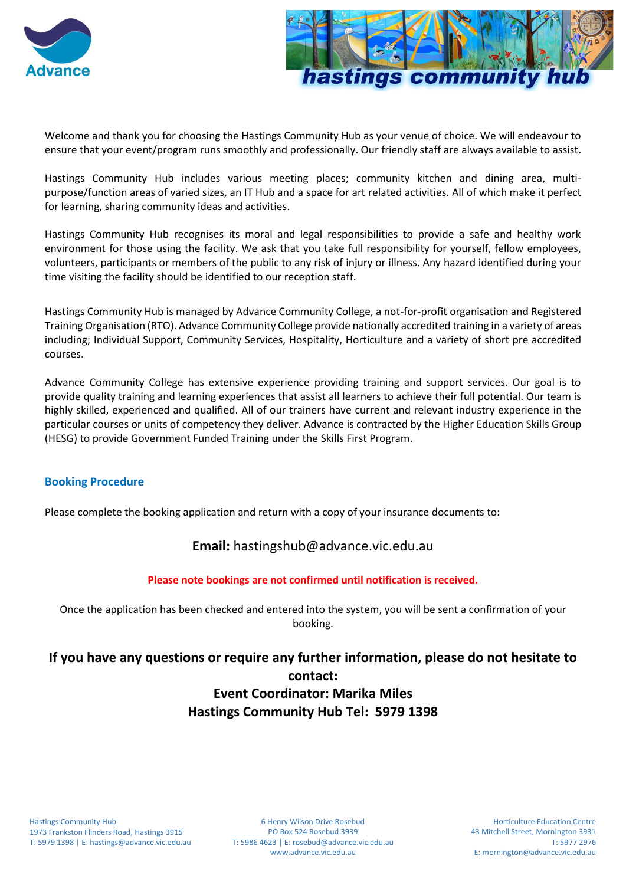Advance

# hastings community hub

Welcome and thank you for choosing the Hastings Community Hub as your venue of choice. We will endeavour to ensure that your event/program runs smoothly and professionally. Our friendly staff are always available to assist.

Hastings Community Hub includes various meeting places; community kitchen and dining area, multi-purpose/function areas of varied sizes, an IT Hub and a space for art related activities. All of which make it perfect for learning, sharing community ideas and activities.

Hastings Community Hub recognises its moral and legal responsibilities to provide a safe and healthy work environment for those using the facility. We ask that you take full responsibility for yourself, fellow employees, volunteers, participants or members of the public to any risk of injury or illness. Any hazard identified during your time visiting the facility should be identified to our reception staff.

Hastings Community Hub is managed by Advance Community College, a not-for-profit organisation and Registered Training Organisation (RTO). Advance Community College provide nationally accredited training in a variety of areas including; Individual Support, Community Services, Hospitality, Horticulture and a variety of short pre accredited courses.

Advance Community College has extensive experience providing training and support services. Our goal is to provide quality training and learning experiences that assist all learners to achieve their full potential. Our team is highly skilled, experienced and qualified. All of our trainers have current and relevant industry experience in the particular courses or units of competency they deliver. Advance is contracted by the Higher Education Skills Group (HESG) to provide Government Funded Training under the Skills First Program.

## Booking Procedure

Please complete the booking application and return with a copy of your insurance documents to:

**Email:** hastingshub@advance.vic.edu.au

**Please note bookings are not confirmed until notification is received.**

Once the application has been checked and entered into the system, you will be sent a confirmation of your booking.

**If you have any questions or require any further information, please do not hesitate to contact:**
**Event Coordinator: Marika Miles**
**Hastings Community Hub Tel: 5979 1398**

Hastings Community Hub
1973 Frankston Flinders Road, Hastings 3915
T: 5979 1398 | E: hastings@advance.vic.edu.au

6 Henry Wilson Drive Rosebud
PO Box 524 Rosebud 3939
T: 5986 4623 | E: rosebud@advance.vic.edu.au
www.advance.vic.edu.au

Horticulture Education Centre
43 Mitchell Street, Mornington 3931
T: 5977 2976
E: mornington@advance.vic.edu.au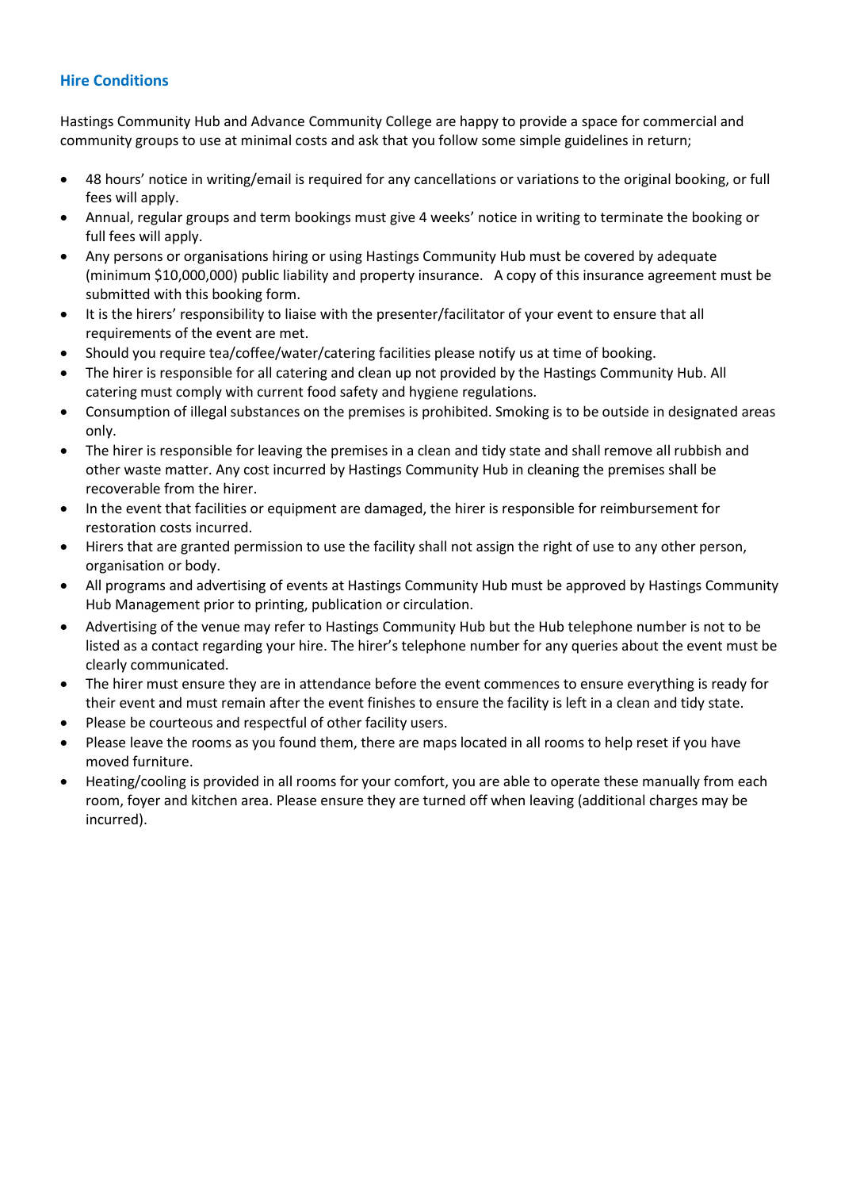## Hire Conditions

Hastings Community Hub and Advance Community College are happy to provide a space for commercial and community groups to use at minimal costs and ask that you follow some simple guidelines in return;

- 48 hours' notice in writing/email is required for any cancellations or variations to the original booking, or full fees will apply.
- Annual, regular groups and term bookings must give 4 weeks' notice in writing to terminate the booking or full fees will apply.
- Any persons or organisations hiring or using Hastings Community Hub must be covered by adequate (minimum $10,000,000) public liability and property insurance. A copy of this insurance agreement must be submitted with this booking form.
- It is the hirers' responsibility to liaise with the presenter/facilitator of your event to ensure that all requirements of the event are met.
- Should you require tea/coffee/water/catering facilities please notify us at time of booking.
- The hirer is responsible for all catering and clean up not provided by the Hastings Community Hub. All catering must comply with current food safety and hygiene regulations.
- Consumption of illegal substances on the premises is prohibited. Smoking is to be outside in designated areas only.
- The hirer is responsible for leaving the premises in a clean and tidy state and shall remove all rubbish and other waste matter. Any cost incurred by Hastings Community Hub in cleaning the premises shall be recoverable from the hirer.
- In the event that facilities or equipment are damaged, the hirer is responsible for reimbursement for restoration costs incurred.
- Hirers that are granted permission to use the facility shall not assign the right of use to any other person, organisation or body.
- All programs and advertising of events at Hastings Community Hub must be approved by Hastings Community Hub Management prior to printing, publication or circulation.
- Advertising of the venue may refer to Hastings Community Hub but the Hub telephone number is not to be listed as a contact regarding your hire. The hirer's telephone number for any queries about the event must be clearly communicated.
- The hirer must ensure they are in attendance before the event commences to ensure everything is ready for their event and must remain after the event finishes to ensure the facility is left in a clean and tidy state.
- Please be courteous and respectful of other facility users.
- Please leave the rooms as you found them, there are maps located in all rooms to help reset if you have moved furniture.
- Heating/cooling is provided in all rooms for your comfort, you are able to operate these manually from each room, foyer and kitchen area. Please ensure they are turned off when leaving (additional charges may be incurred).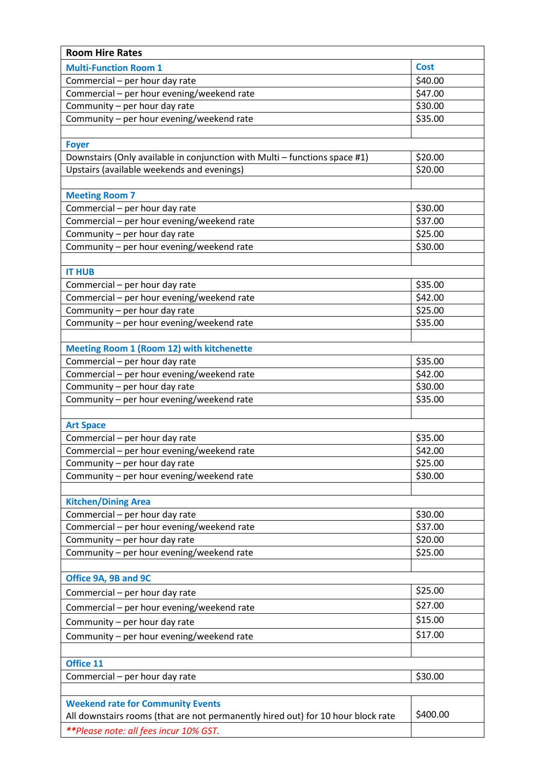| Room Hire Rates | |
|---|---|
| **Multi-Function Room 1** | **Cost** |
| Commercial – per hour day rate | $40.00 |
| Commercial – per hour evening/weekend rate | $47.00 |
| Community – per hour day rate | $30.00 |
| Community – per hour evening/weekend rate | $35.00 |
| | |
| **Foyer** | |
| Downstairs (Only available in conjunction with Multi – functions space #1) | $20.00 |
| Upstairs (available weekends and evenings) | $20.00 |
| | |
| **Meeting Room 7** | |
| Commercial – per hour day rate | $30.00 |
| Commercial – per hour evening/weekend rate | $37.00 |
| Community – per hour day rate | $25.00 |
| Community – per hour evening/weekend rate | $30.00 |
| | |
| **IT HUB** | |
| Commercial – per hour day rate | $35.00 |
| Commercial – per hour evening/weekend rate | $42.00 |
| Community – per hour day rate | $25.00 |
| Community – per hour evening/weekend rate | $35.00 |
| | |
| **Meeting Room 1 (Room 12) with kitchenette** | |
| Commercial – per hour day rate | $35.00 |
| Commercial – per hour evening/weekend rate | $42.00 |
| Community – per hour day rate | $30.00 |
| Community – per hour evening/weekend rate | $35.00 |
| | |
| **Art Space** | |
| Commercial – per hour day rate | $35.00 |
| Commercial – per hour evening/weekend rate | $42.00 |
| Community – per hour day rate | $25.00 |
| Community – per hour evening/weekend rate | $30.00 |
| | |
| **Kitchen/Dining Area** | |
| Commercial – per hour day rate | $30.00 |
| Commercial – per hour evening/weekend rate | $37.00 |
| Community – per hour day rate | $20.00 |
| Community – per hour evening/weekend rate | $25.00 |
| | |
| **Office 9A, 9B and 9C** | |
| Commercial – per hour day rate | $25.00 |
| Commercial – per hour evening/weekend rate | $27.00 |
| Community – per hour day rate | $15.00 |
| Community – per hour evening/weekend rate | $17.00 |
| | |
| **Office 11** | |
| Commercial – per hour day rate | $30.00 |
| | |
| **Weekend rate for Community Events** All downstairs rooms (that are not permanently hired out) for 10 hour block rate | $400.00 |
| ***Please note: all fees incur 10% GST.* | |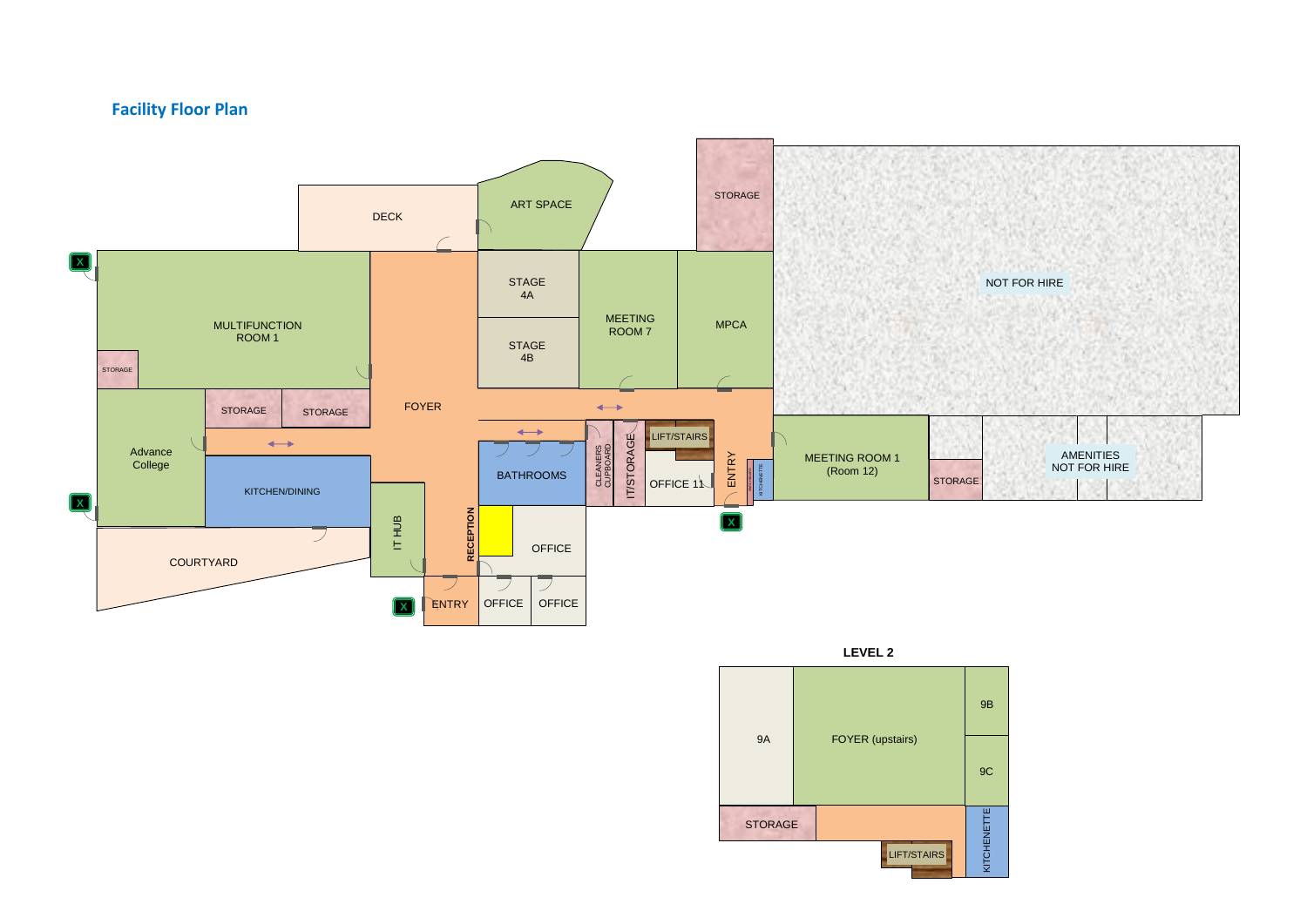## Facility Floor Plan

DECK

ART SPACE

STORAGE

NOT FOR HIRE

MULTIFUNCTION ROOM 1

STORAGE

STAGE 4A

STAGE 4B

MEETING ROOM 7

MPCA

FOYER

STORAGE

STORAGE

Advance College

KITCHEN/DINING

BATHROOMS

CLEANERS CUPBOARD

IT/STORAGE

LIFT/STAIRS

OFFICE 11

ENTRY

KITCHENETTE

MEETING ROOM 1 (Room 12)

STORAGE

AMENITIES NOT FOR HIRE

IT HUB

RECEPTION

OFFICE

COURTYARD

ENTRY

OFFICE

OFFICE

### LEVEL 2

9A

FOYER (upstairs)

9B

9C

STORAGE

LIFT/STAIRS

KITCHENETTE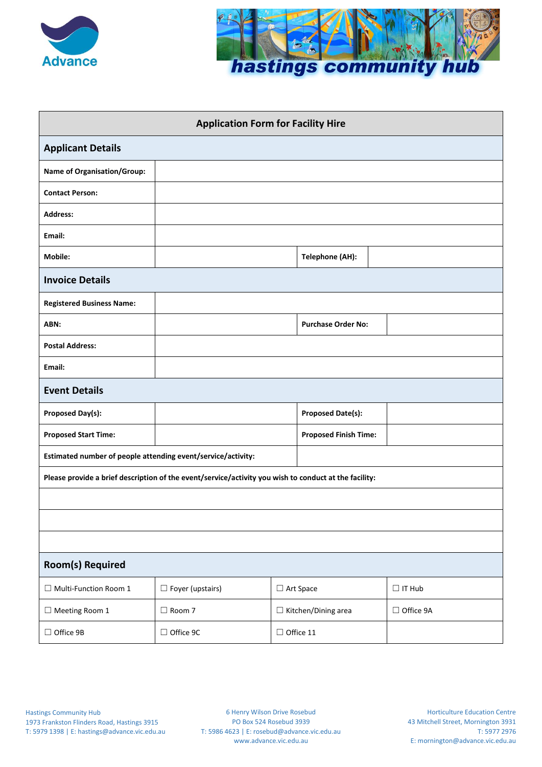Advance

**hastings community hub**

| Application Form for Facility Hire | | | |
|---|---|---|---|
| **Applicant Details** | | | |
| **Name of Organisation/Group:** | | | |
| **Contact Person:** | | | |
| **Address:** | | | |
| **Email:** | | | |
| **Mobile:** | | **Telephone (AH):** | |
| **Invoice Details** | | | |
| **Registered Business Name:** | | | |
| **ABN:** | | **Purchase Order No:** | |
| **Postal Address:** | | | |
| **Email:** | | | |
| **Event Details** | | | |
| **Proposed Day(s):** | | **Proposed Date(s):** | |
| **Proposed Start Time:** | | **Proposed Finish Time:** | |
| **Estimated number of people attending event/service/activity:** | | | |
| **Please provide a brief description of the event/service/activity you wish to conduct at the facility:** | | | |
| | | | |
| | | | |
| | | | |
| **Room(s) Required** | | | |
| ☐ Multi-Function Room 1 | ☐ Foyer (upstairs) | ☐ Art Space | ☐ IT Hub |
| ☐ Meeting Room 1 | ☐ Room 7 | ☐ Kitchen/Dining area | ☐ Office 9A |
| ☐ Office 9B | ☐ Office 9C | ☐ Office 11 | |

Hastings Community Hub
1973 Frankston Flinders Road, Hastings 3915
T: 5979 1398 | E: hastings@advance.vic.edu.au

6 Henry Wilson Drive Rosebud
PO Box 524 Rosebud 3939
T: 5986 4623 | E: rosebud@advance.vic.edu.au
www.advance.vic.edu.au

Horticulture Education Centre
43 Mitchell Street, Mornington 3931
T: 5977 2976
E: mornington@advance.vic.edu.au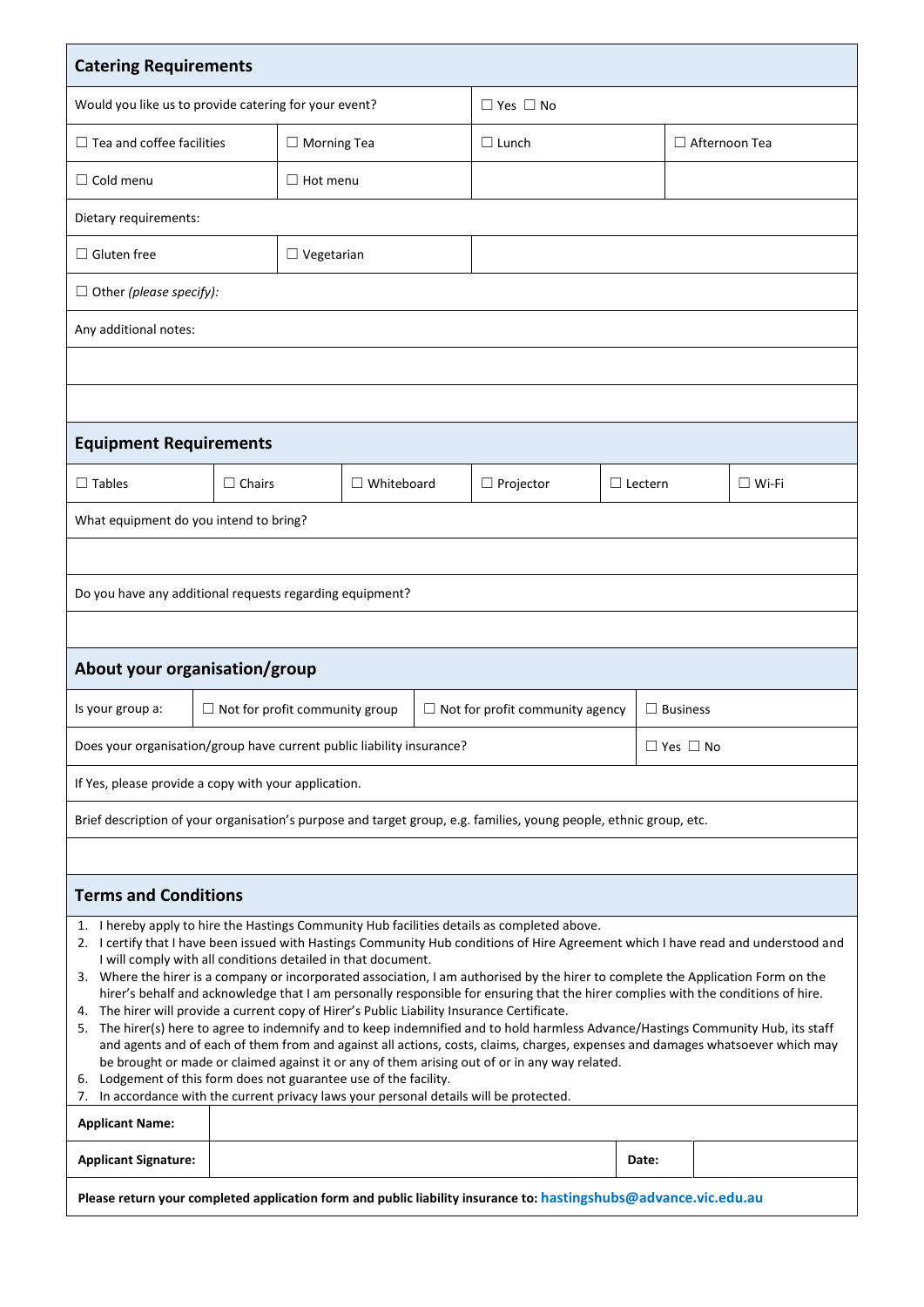## Catering Requirements

| Would you like us to provide catering for your event? | | ☐ Yes ☐ No | |
|---|---|---|---|
| ☐ Tea and coffee facilities | ☐ Morning Tea | ☐ Lunch | ☐ Afternoon Tea |
| ☐ Cold menu | ☐ Hot menu | | |
| Dietary requirements: | | | |
| ☐ Gluten free | ☐ Vegetarian | | |
| ☐ Other *(please specify)*: | | | |
| Any additional notes: | | | |
| | | | |
| | | | |

## Equipment Requirements

| ☐ Tables | ☐ Chairs | ☐ Whiteboard | ☐ Projector | ☐ Lectern | ☐ Wi-Fi |
|---|---|---|---|---|---|
| What equipment do you intend to bring? | | | | | |
| | | | | | |
| Do you have any additional requests regarding equipment? | | | | | |
| | | | | | |

## About your organisation/group

| Is your group a: | ☐ Not for profit community group | ☐ Not for profit community agency | ☐ Business |
|---|---|---|---|
| Does your organisation/group have current public liability insurance? | | | ☐ Yes ☐ No |
| If Yes, please provide a copy with your application. | | | |
| Brief description of your organisation's purpose and target group, e.g. families, young people, ethnic group, etc. | | | |
| | | | |

## Terms and Conditions

1. I hereby apply to hire the Hastings Community Hub facilities details as completed above.
2. I certify that I have been issued with Hastings Community Hub conditions of Hire Agreement which I have read and understood and I will comply with all conditions detailed in that document.
3. Where the hirer is a company or incorporated association, I am authorised by the hirer to complete the Application Form on the hirer's behalf and acknowledge that I am personally responsible for ensuring that the hirer complies with the conditions of hire.
4. The hirer will provide a current copy of Hirer's Public Liability Insurance Certificate.
5. The hirer(s) here to agree to indemnify and to keep indemnified and to hold harmless Advance/Hastings Community Hub, its staff and agents and of each of them from and against all actions, costs, claims, charges, expenses and damages whatsoever which may be brought or made or claimed against it or any of them arising out of or in any way related.
6. Lodgement of this form does not guarantee use of the facility.
7. In accordance with the current privacy laws your personal details will be protected.

| **Applicant Name:** | | | |
|---|---|---|---|
| **Applicant Signature:** | | **Date:** | |

**Please return your completed application form and public liability insurance to: hastingshubs@advance.vic.edu.au**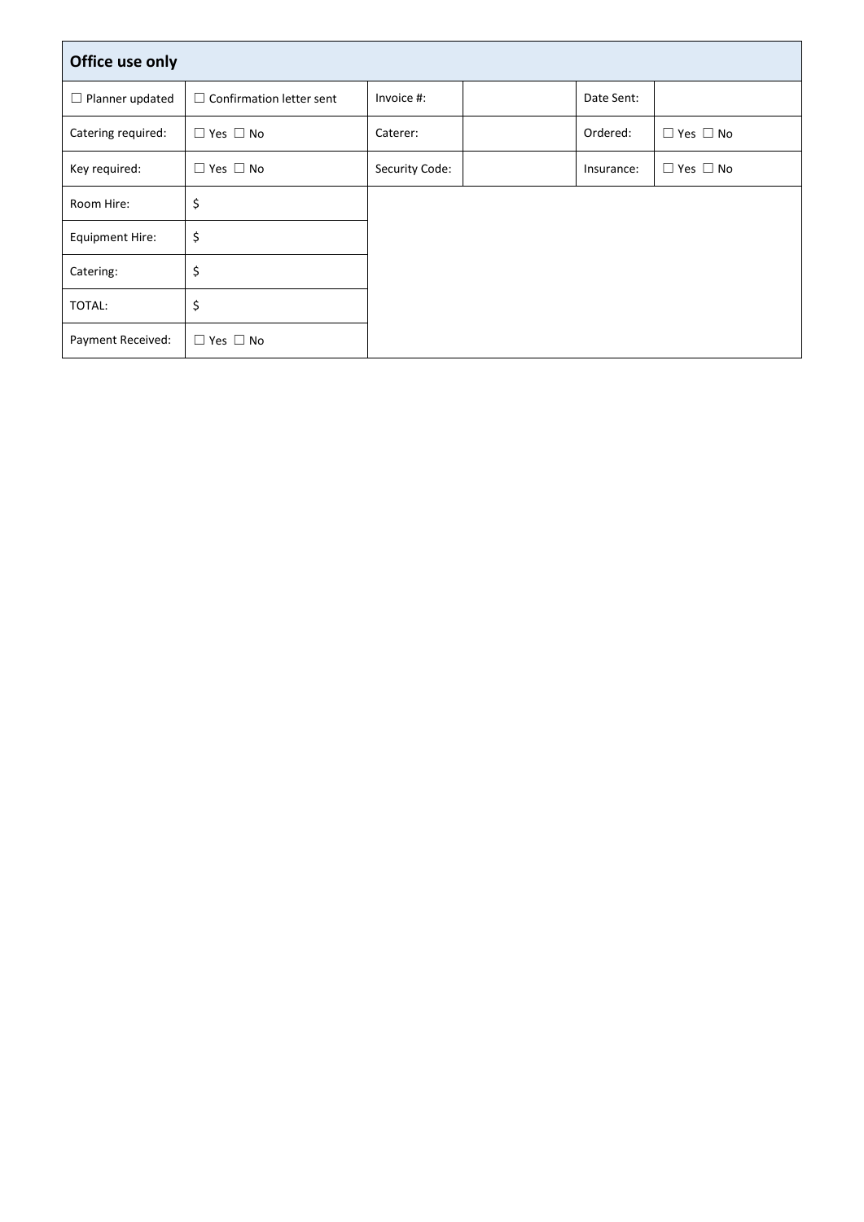## Office use only

| | | | | | |
|---|---|---|---|---|---|
| ☐ Planner updated | ☐ Confirmation letter sent | Invoice #: | | Date Sent: | |
| Catering required: | ☐ Yes ☐ No | Caterer: | | Ordered: | ☐ Yes ☐ No |
| Key required: | ☐ Yes ☐ No | Security Code: | | Insurance: | ☐ Yes ☐ No |
| Room Hire: | $ | | | | |
| Equipment Hire: | $ | | | | |
| Catering: | $ | | | | |
| TOTAL: | $ | | | | |
| Payment Received: | ☐ Yes ☐ No | | | | |